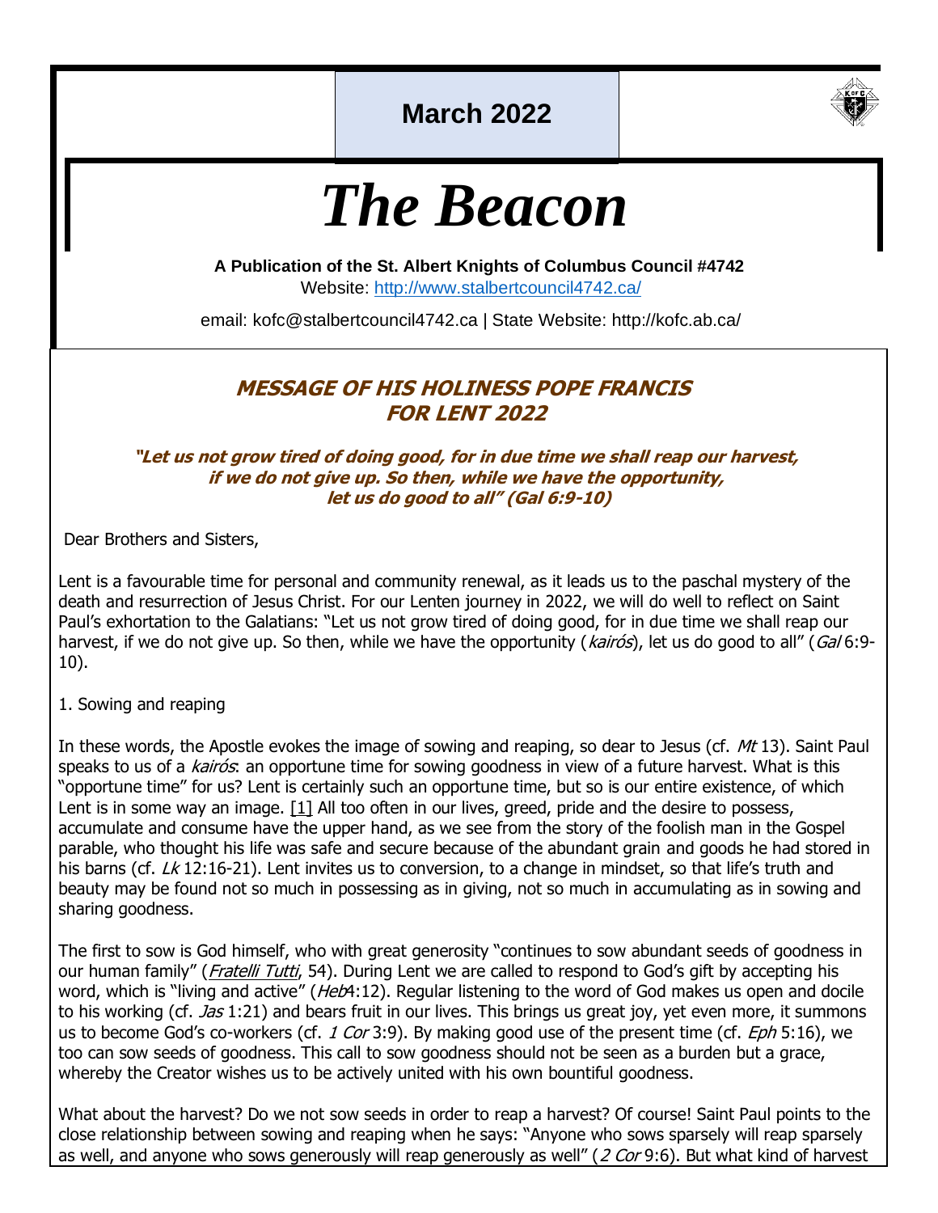March 2022

# *The Beacon*

**A Publication of the St. Albert Knights of Columbus Council #4742**

Website: http://www.stalbertcouncil4742.ca/

email: kofc@stalbertcouncil4742.ca | State Website: http://kofc.ab.ca/

## MESSAGE OF HIS HOLINESS POPE FRANCIS FOR LENT 2022

***"Let us not grow tired of doing good, for in due time we shall reap our harvest, if we do not give up. So then, while we have the opportunity, let us do good to all" (Gal 6:9-10)***

Dear Brothers and Sisters,

Lent is a favourable time for personal and community renewal, as it leads us to the paschal mystery of the death and resurrection of Jesus Christ. For our Lenten journey in 2022, we will do well to reflect on Saint Paul's exhortation to the Galatians: "Let us not grow tired of doing good, for in due time we shall reap our harvest, if we do not give up. So then, while we have the opportunity (*kairós*), let us do good to all" (*Gal* 6:9-10).

1. Sowing and reaping

In these words, the Apostle evokes the image of sowing and reaping, so dear to Jesus (cf. *Mt* 13). Saint Paul speaks to us of a *kairós*: an opportune time for sowing goodness in view of a future harvest. What is this "opportune time" for us? Lent is certainly such an opportune time, but so is our entire existence, of which Lent is in some way an image. [1] All too often in our lives, greed, pride and the desire to possess, accumulate and consume have the upper hand, as we see from the story of the foolish man in the Gospel parable, who thought his life was safe and secure because of the abundant grain and goods he had stored in his barns (cf. *Lk* 12:16-21). Lent invites us to conversion, to a change in mindset, so that life's truth and beauty may be found not so much in possessing as in giving, not so much in accumulating as in sowing and sharing goodness.

The first to sow is God himself, who with great generosity "continues to sow abundant seeds of goodness in our human family" (*Fratelli Tutti*, 54). During Lent we are called to respond to God's gift by accepting his word, which is "living and active" (*Heb*4:12). Regular listening to the word of God makes us open and docile to his working (cf. *Jas* 1:21) and bears fruit in our lives. This brings us great joy, yet even more, it summons us to become God's co-workers (cf. *1 Cor* 3:9). By making good use of the present time (cf. *Eph* 5:16), we too can sow seeds of goodness. This call to sow goodness should not be seen as a burden but a grace, whereby the Creator wishes us to be actively united with his own bountiful goodness.

What about the harvest? Do we not sow seeds in order to reap a harvest? Of course! Saint Paul points to the close relationship between sowing and reaping when he says: "Anyone who sows sparsely will reap sparsely as well, and anyone who sows generously will reap generously as well" (*2 Cor* 9:6). But what kind of harvest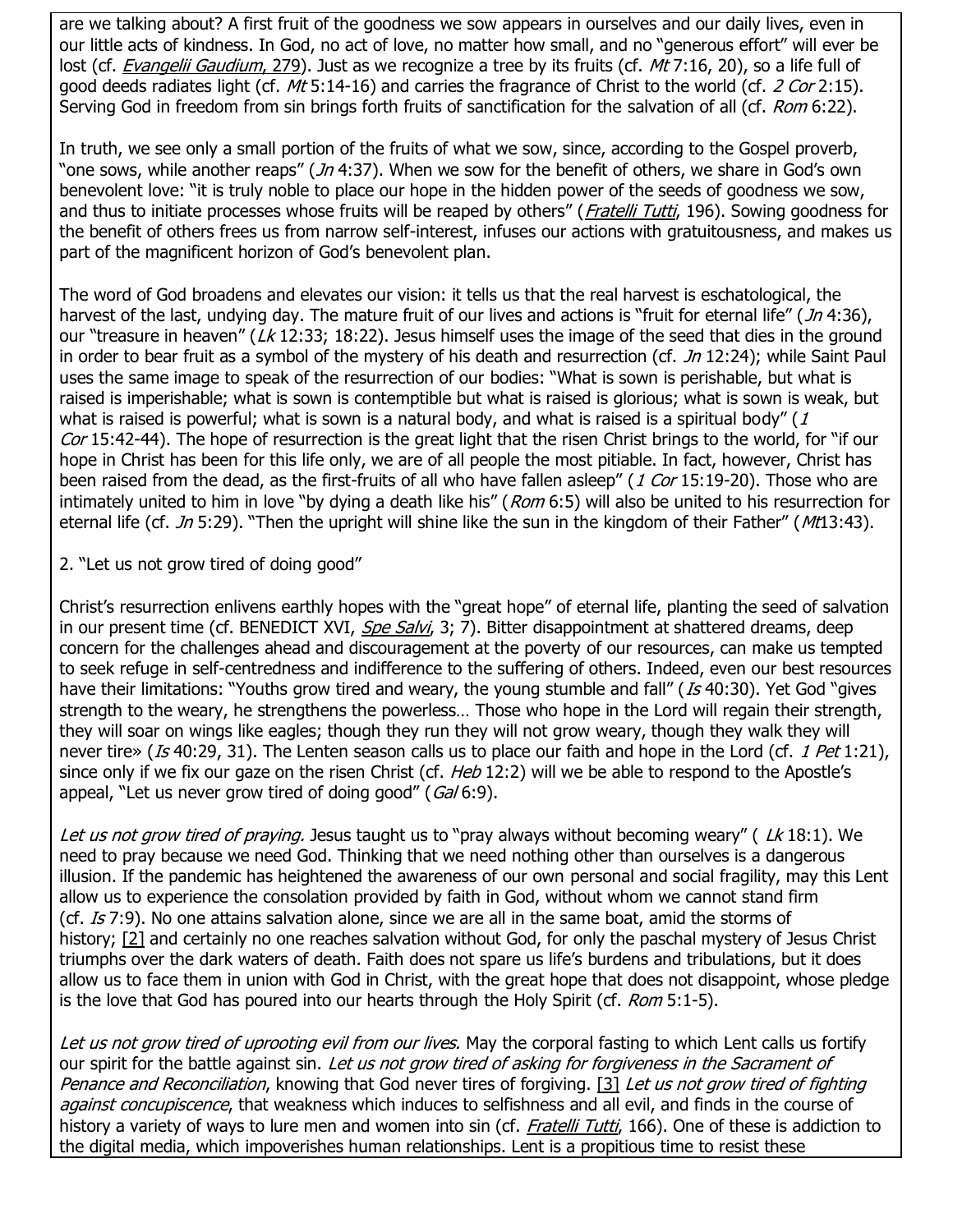are we talking about? A first fruit of the goodness we sow appears in ourselves and our daily lives, even in our little acts of kindness. In God, no act of love, no matter how small, and no "generous effort" will ever be lost (cf. *Evangelii Gaudium*, 279). Just as we recognize a tree by its fruits (cf. *Mt* 7:16, 20), so a life full of good deeds radiates light (cf. *Mt* 5:14-16) and carries the fragrance of Christ to the world (cf. *2 Cor* 2:15). Serving God in freedom from sin brings forth fruits of sanctification for the salvation of all (cf. *Rom* 6:22).

In truth, we see only a small portion of the fruits of what we sow, since, according to the Gospel proverb, "one sows, while another reaps" (*Jn* 4:37). When we sow for the benefit of others, we share in God's own benevolent love: "it is truly noble to place our hope in the hidden power of the seeds of goodness we sow, and thus to initiate processes whose fruits will be reaped by others" (*Fratelli Tutti*, 196). Sowing goodness for the benefit of others frees us from narrow self-interest, infuses our actions with gratuitousness, and makes us part of the magnificent horizon of God's benevolent plan.

The word of God broadens and elevates our vision: it tells us that the real harvest is eschatological, the harvest of the last, undying day. The mature fruit of our lives and actions is "fruit for eternal life" (*Jn* 4:36), our "treasure in heaven" (*Lk* 12:33; 18:22). Jesus himself uses the image of the seed that dies in the ground in order to bear fruit as a symbol of the mystery of his death and resurrection (cf. *Jn* 12:24); while Saint Paul uses the same image to speak of the resurrection of our bodies: "What is sown is perishable, but what is raised is imperishable; what is sown is contemptible but what is raised is glorious; what is sown is weak, but what is raised is powerful; what is sown is a natural body, and what is raised is a spiritual body" (*1 Cor* 15:42-44). The hope of resurrection is the great light that the risen Christ brings to the world, for "if our hope in Christ has been for this life only, we are of all people the most pitiable. In fact, however, Christ has been raised from the dead, as the first-fruits of all who have fallen asleep" (*1 Cor* 15:19-20). Those who are intimately united to him in love "by dying a death like his" (*Rom* 6:5) will also be united to his resurrection for eternal life (cf. *Jn* 5:29). "Then the upright will shine like the sun in the kingdom of their Father" (*Mt*13:43).

## 2. "Let us not grow tired of doing good"

Christ's resurrection enlivens earthly hopes with the "great hope" of eternal life, planting the seed of salvation in our present time (cf. BENEDICT XVI, *Spe Salvi*, 3; 7). Bitter disappointment at shattered dreams, deep concern for the challenges ahead and discouragement at the poverty of our resources, can make us tempted to seek refuge in self-centredness and indifference to the suffering of others. Indeed, even our best resources have their limitations: "Youths grow tired and weary, the young stumble and fall" (*Is* 40:30). Yet God "gives strength to the weary, he strengthens the powerless… Those who hope in the Lord will regain their strength, they will soar on wings like eagles; though they run they will not grow weary, though they walk they will never tire» (*Is* 40:29, 31). The Lenten season calls us to place our faith and hope in the Lord (cf. *1 Pet* 1:21), since only if we fix our gaze on the risen Christ (cf. *Heb* 12:2) will we be able to respond to the Apostle's appeal, "Let us never grow tired of doing good" (*Gal* 6:9).

*Let us not grow tired of praying.* Jesus taught us to "pray always without becoming weary" ( *Lk* 18:1). We need to pray because we need God. Thinking that we need nothing other than ourselves is a dangerous illusion. If the pandemic has heightened the awareness of our own personal and social fragility, may this Lent allow us to experience the consolation provided by faith in God, without whom we cannot stand firm (cf. *Is* 7:9). No one attains salvation alone, since we are all in the same boat, amid the storms of history; [2] and certainly no one reaches salvation without God, for only the paschal mystery of Jesus Christ triumphs over the dark waters of death. Faith does not spare us life's burdens and tribulations, but it does allow us to face them in union with God in Christ, with the great hope that does not disappoint, whose pledge is the love that God has poured into our hearts through the Holy Spirit (cf. *Rom* 5:1-5).

*Let us not grow tired of uprooting evil from our lives.* May the corporal fasting to which Lent calls us fortify our spirit for the battle against sin. *Let us not grow tired of asking for forgiveness in the Sacrament of Penance and Reconciliation*, knowing that God never tires of forgiving. [3] *Let us not grow tired of fighting against concupiscence*, that weakness which induces to selfishness and all evil, and finds in the course of history a variety of ways to lure men and women into sin (cf. *Fratelli Tutti*, 166). One of these is addiction to the digital media, which impoverishes human relationships. Lent is a propitious time to resist these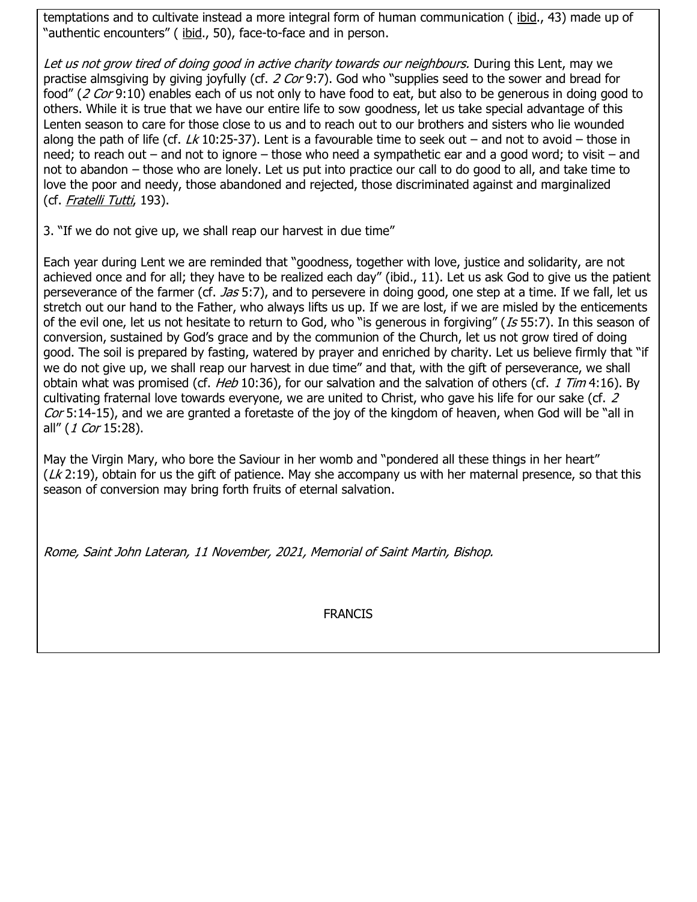temptations and to cultivate instead a more integral form of human communication ( ibid., 43) made up of "authentic encounters" ( ibid., 50), face-to-face and in person.

*Let us not grow tired of doing good in active charity towards our neighbours.* During this Lent, may we practise almsgiving by giving joyfully (cf. *2 Cor* 9:7). God who "supplies seed to the sower and bread for food" (*2 Cor* 9:10) enables each of us not only to have food to eat, but also to be generous in doing good to others. While it is true that we have our entire life to sow goodness, let us take special advantage of this Lenten season to care for those close to us and to reach out to our brothers and sisters who lie wounded along the path of life (cf. *Lk* 10:25-37). Lent is a favourable time to seek out – and not to avoid – those in need; to reach out – and not to ignore – those who need a sympathetic ear and a good word; to visit – and not to abandon – those who are lonely. Let us put into practice our call to do good to all, and take time to love the poor and needy, those abandoned and rejected, those discriminated against and marginalized (cf. *Fratelli Tutti*, 193).

3. "If we do not give up, we shall reap our harvest in due time"

Each year during Lent we are reminded that "goodness, together with love, justice and solidarity, are not achieved once and for all; they have to be realized each day" (ibid., 11). Let us ask God to give us the patient perseverance of the farmer (cf. *Jas* 5:7), and to persevere in doing good, one step at a time. If we fall, let us stretch out our hand to the Father, who always lifts us up. If we are lost, if we are misled by the enticements of the evil one, let us not hesitate to return to God, who "is generous in forgiving" (*Is* 55:7). In this season of conversion, sustained by God's grace and by the communion of the Church, let us not grow tired of doing good. The soil is prepared by fasting, watered by prayer and enriched by charity. Let us believe firmly that "if we do not give up, we shall reap our harvest in due time" and that, with the gift of perseverance, we shall obtain what was promised (cf. *Heb* 10:36), for our salvation and the salvation of others (cf. *1 Tim* 4:16). By cultivating fraternal love towards everyone, we are united to Christ, who gave his life for our sake (cf. *2 Cor* 5:14-15), and we are granted a foretaste of the joy of the kingdom of heaven, when God will be "all in all" (*1 Cor* 15:28).

May the Virgin Mary, who bore the Saviour in her womb and "pondered all these things in her heart" (*Lk* 2:19), obtain for us the gift of patience. May she accompany us with her maternal presence, so that this season of conversion may bring forth fruits of eternal salvation.

*Rome, Saint John Lateran, 11 November, 2021, Memorial of Saint Martin, Bishop.*

FRANCIS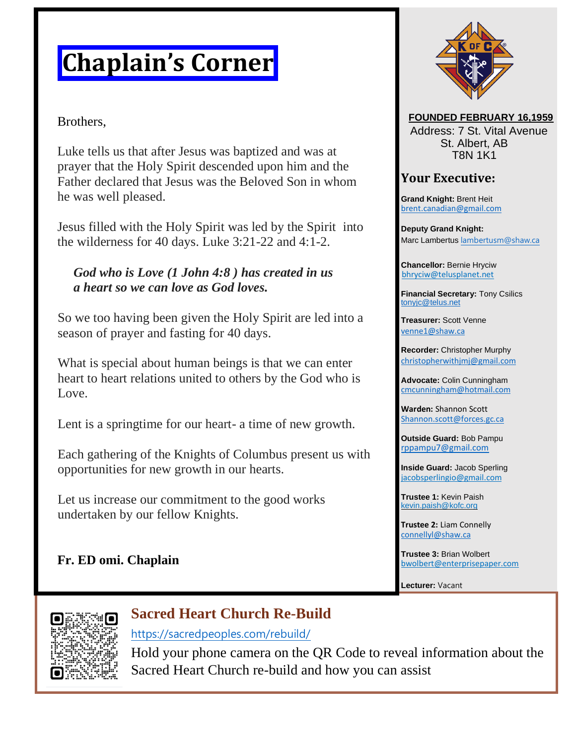# Chaplain's Corner

Brothers,

Luke tells us that after Jesus was baptized and was at prayer that the Holy Spirit descended upon him and the Father declared that Jesus was the Beloved Son in whom he was well pleased.

Jesus filled with the Holy Spirit was led by the Spirit into the wilderness for 40 days. Luke 3:21-22 and 4:1-2.

***God who is Love (1 John 4:8 ) has created in us a heart so we can love as God loves.***

So we too having been given the Holy Spirit are led into a season of prayer and fasting for 40 days.

What is special about human beings is that we can enter heart to heart relations united to others by the God who is Love.

Lent is a springtime for our heart- a time of new growth.

Each gathering of the Knights of Columbus present us with opportunities for new growth in our hearts.

Let us increase our commitment to the good works undertaken by our fellow Knights.

**Fr. ED omi. Chaplain**

**FOUNDED FEBRUARY 16,1959**

Address: 7 St. Vital Avenue
St. Albert, AB
T8N 1K1

## Your Executive:

**Grand Knight:** Brent Heit
brent.canadian@gmail.com

**Deputy Grand Knight:**
Marc Lambertus lambertusm@shaw.ca

**Chancellor:** Bernie Hryciw
bhryciw@telusplanet.net

**Financial Secretary:** Tony Csilics
tonyjc@telus.net

**Treasurer:** Scott Venne
venne1@shaw.ca

**Recorder:** Christopher Murphy
christopherwithjmj@gmail.com

**Advocate:** Colin Cunningham
cmcunningham@hotmail.com

**Warden:** Shannon Scott
Shannon.scott@forces.gc.ca

**Outside Guard:** Bob Pampu
rppampu7@gmail.com

**Inside Guard:** Jacob Sperling
jacobsperlingio@gmail.com

**Trustee 1:** Kevin Paish
kevin.paish@kofc.org

**Trustee 2:** Liam Connelly
connellyl@shaw.ca

**Trustee 3:** Brian Wolbert
bwolbert@enterprisepaper.com

**Lecturer:** Vacant

## Sacred Heart Church Re-Build

https://sacredpeoples.com/rebuild/

Hold your phone camera on the QR Code to reveal information about the Sacred Heart Church re-build and how you can assist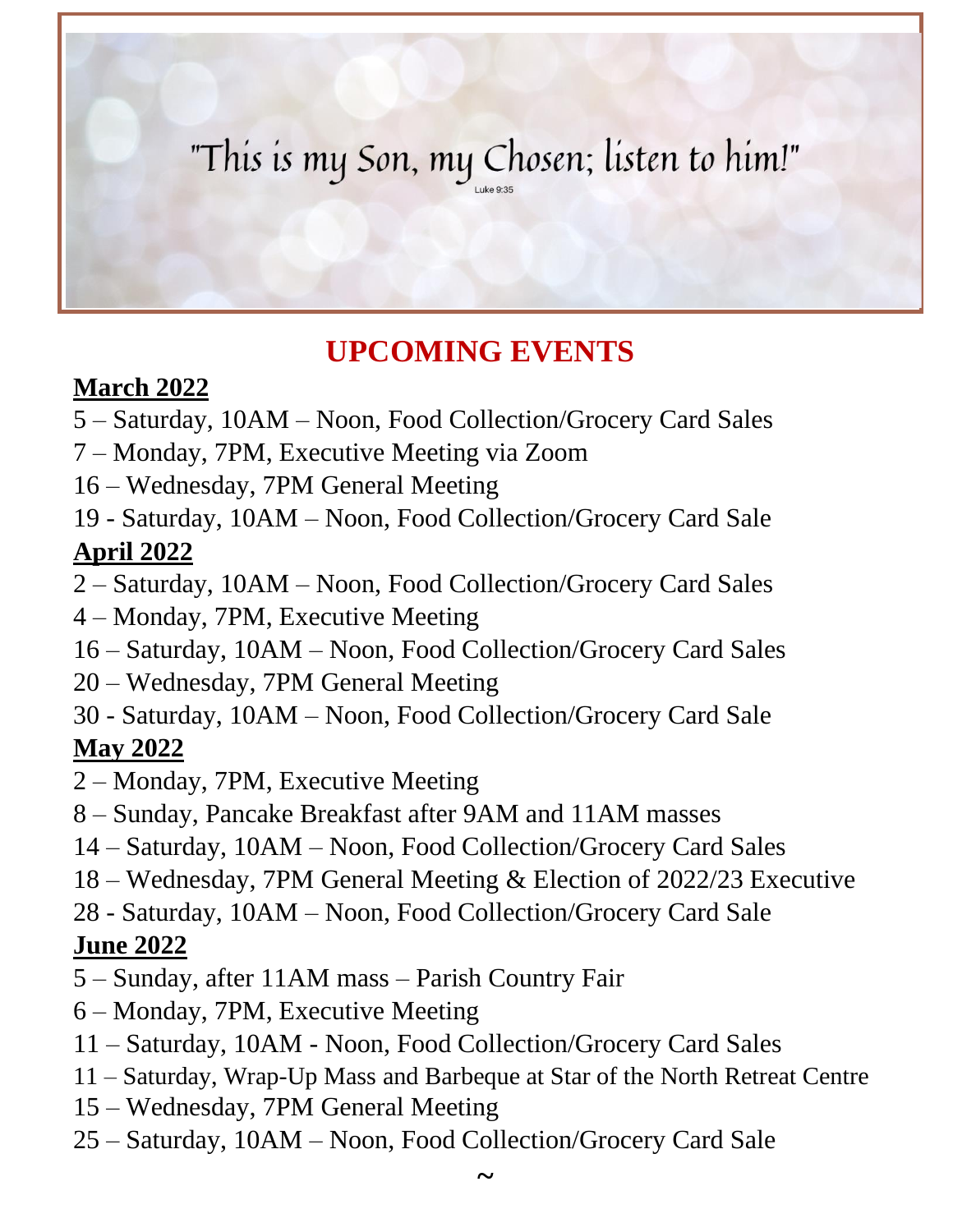"This is my Son, my Chosen; listen to him!"

Luke 9:35

## UPCOMING EVENTS

**March 2022**

5 – Saturday, 10AM – Noon, Food Collection/Grocery Card Sales
7 – Monday, 7PM, Executive Meeting via Zoom
16 – Wednesday, 7PM General Meeting
19 - Saturday, 10AM – Noon, Food Collection/Grocery Card Sale

**April 2022**

2 – Saturday, 10AM – Noon, Food Collection/Grocery Card Sales
4 – Monday, 7PM, Executive Meeting
16 – Saturday, 10AM – Noon, Food Collection/Grocery Card Sales
20 – Wednesday, 7PM General Meeting
30 - Saturday, 10AM – Noon, Food Collection/Grocery Card Sale

**May 2022**

2 – Monday, 7PM, Executive Meeting
8 – Sunday, Pancake Breakfast after 9AM and 11AM masses
14 – Saturday, 10AM – Noon, Food Collection/Grocery Card Sales
18 – Wednesday, 7PM General Meeting & Election of 2022/23 Executive
28 - Saturday, 10AM – Noon, Food Collection/Grocery Card Sale

**June 2022**

5 – Sunday, after 11AM mass – Parish Country Fair
6 – Monday, 7PM, Executive Meeting
11 – Saturday, 10AM - Noon, Food Collection/Grocery Card Sales
11 – Saturday, Wrap-Up Mass and Barbeque at Star of the North Retreat Centre
15 – Wednesday, 7PM General Meeting
25 – Saturday, 10AM – Noon, Food Collection/Grocery Card Sale

~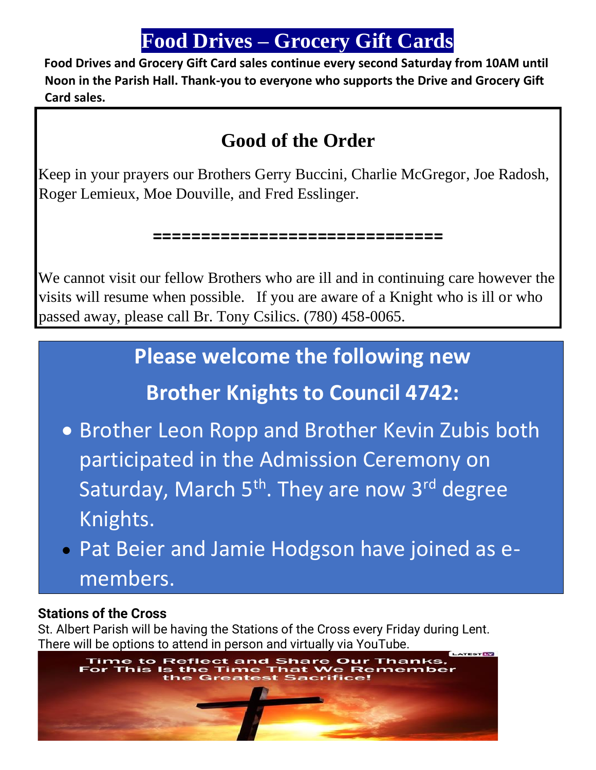# Food Drives – Grocery Gift Cards

**Food Drives and Grocery Gift Card sales continue every second Saturday from 10AM until Noon in the Parish Hall. Thank-you to everyone who supports the Drive and Grocery Gift Card sales.**

## Good of the Order

Keep in your prayers our Brothers Gerry Buccini, Charlie McGregor, Joe Radosh, Roger Lemieux, Moe Douville, and Fred Esslinger.

==============================

We cannot visit our fellow Brothers who are ill and in continuing care however the visits will resume when possible. If you are aware of a Knight who is ill or who passed away, please call Br. Tony Csilics. (780) 458-0065.

## Please welcome the following new Brother Knights to Council 4742:

- Brother Leon Ropp and Brother Kevin Zubis both participated in the Admission Ceremony on Saturday, March 5th. They are now 3rd degree Knights.
- Pat Beier and Jamie Hodgson have joined as e-members.

**Stations of the Cross**

St. Albert Parish will be having the Stations of the Cross every Friday during Lent. There will be options to attend in person and virtually via YouTube.

Time to Reflect and Share Our Thanks, For This Is the Time That We Remember the Greatest Sacrifice!